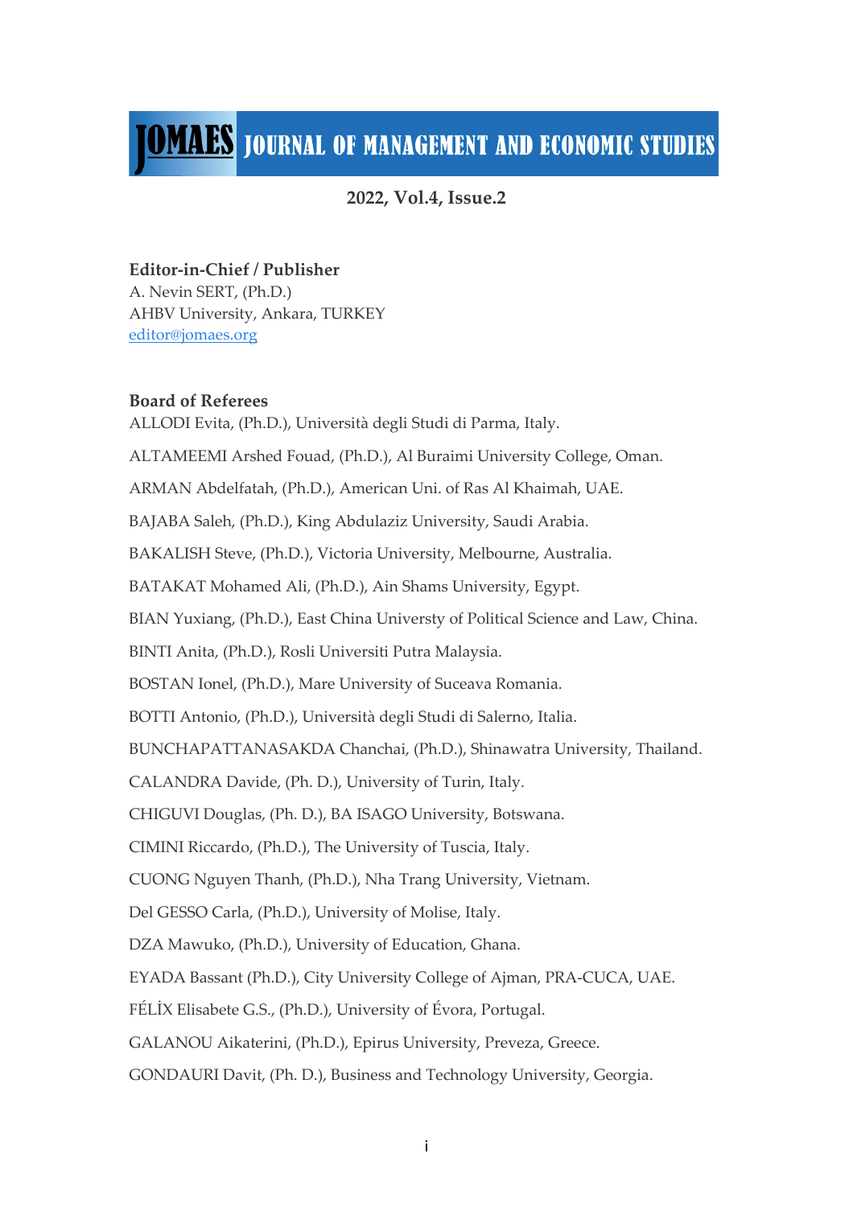# JOMAES JOURNAL OF MANAGEMENT AND ECONOMIC STUDIES

**2022, Vol.4, Issue.2**

**Editor-in-Chief / Publisher**
A. Nevin SERT, (Ph.D.)
AHBV University, Ankara, TURKEY
editor@jomaes.org

**Board of Referees**

ALLODI Evita, (Ph.D.), Università degli Studi di Parma, Italy.

ALTAMEEMI Arshed Fouad, (Ph.D.), Al Buraimi University College, Oman.

ARMAN Abdelfatah, (Ph.D.), American Uni. of Ras Al Khaimah, UAE.

BAJABA Saleh, (Ph.D.), King Abdulaziz University, Saudi Arabia.

BAKALISH Steve, (Ph.D.), Victoria University, Melbourne, Australia.

BATAKAT Mohamed Ali, (Ph.D.), Ain Shams University, Egypt.

BIAN Yuxiang, (Ph.D.), East China Universty of Political Science and Law, China.

BINTI Anita, (Ph.D.), Rosli Universiti Putra Malaysia.

BOSTAN Ionel, (Ph.D.), Mare University of Suceava Romania.

BOTTI Antonio, (Ph.D.), Università degli Studi di Salerno, Italia.

BUNCHAPATTANASAKDA Chanchai, (Ph.D.), Shinawatra University, Thailand.

CALANDRA Davide, (Ph. D.), University of Turin, Italy.

CHIGUVI Douglas, (Ph. D.), BA ISAGO University, Botswana.

CIMINI Riccardo, (Ph.D.), The University of Tuscia, Italy.

CUONG Nguyen Thanh, (Ph.D.), Nha Trang University, Vietnam.

Del GESSO Carla, (Ph.D.), University of Molise, Italy.

DZA Mawuko, (Ph.D.), University of Education, Ghana.

EYADA Bassant (Ph.D.), City University College of Ajman, PRA-CUCA, UAE.

FÉLİX Elisabete G.S., (Ph.D.), University of Évora, Portugal.

GALANOU Aikaterini, (Ph.D.), Epirus University, Preveza, Greece.

GONDAURI Davit, (Ph. D.), Business and Technology University, Georgia.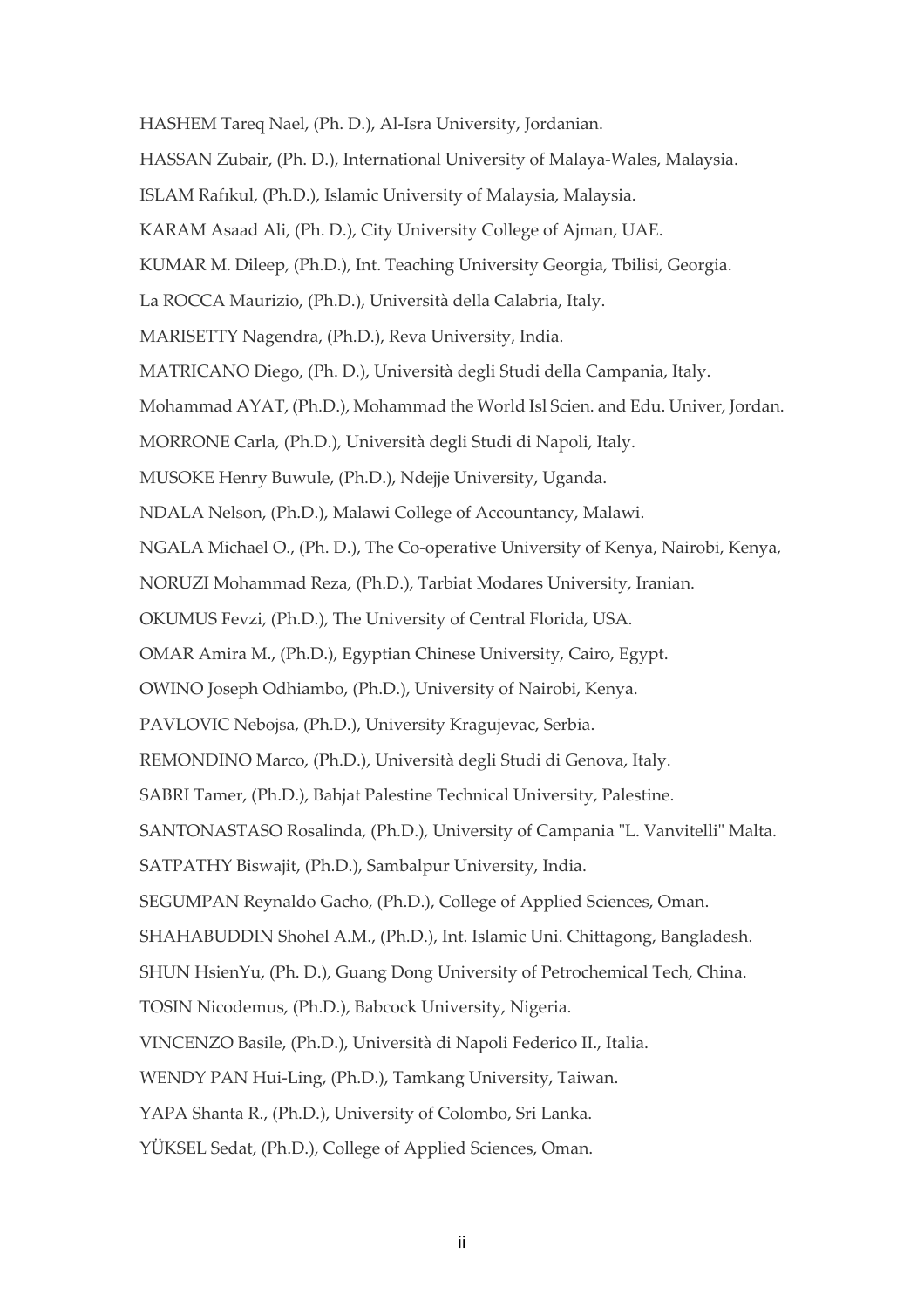HASHEM Tareq Nael, (Ph. D.), Al-Isra University, Jordanian.

HASSAN Zubair, (Ph. D.), International University of Malaya-Wales, Malaysia.

ISLAM Rafıkul, (Ph.D.), Islamic University of Malaysia, Malaysia.

KARAM Asaad Ali, (Ph. D.), City University College of Ajman, UAE.

KUMAR M. Dileep, (Ph.D.), Int. Teaching University Georgia, Tbilisi, Georgia.

La ROCCA Maurizio, (Ph.D.), Università della Calabria, Italy.

MARISETTY Nagendra, (Ph.D.), Reva University, India.

MATRICANO Diego, (Ph. D.), Università degli Studi della Campania, Italy.

Mohammad AYAT, (Ph.D.), Mohammad the World Isl Scien. and Edu. Univer, Jordan.

MORRONE Carla, (Ph.D.), Università degli Studi di Napoli, Italy.

MUSOKE Henry Buwule, (Ph.D.), Ndejje University, Uganda.

NDALA Nelson, (Ph.D.), Malawi College of Accountancy, Malawi.

NGALA Michael O., (Ph. D.), The Co-operative University of Kenya, Nairobi, Kenya,

NORUZI Mohammad Reza, (Ph.D.), Tarbiat Modares University, Iranian.

OKUMUS Fevzi, (Ph.D.), The University of Central Florida, USA.

OMAR Amira M., (Ph.D.), Egyptian Chinese University, Cairo, Egypt.

OWINO Joseph Odhiambo, (Ph.D.), University of Nairobi, Kenya.

PAVLOVIC Nebojsa, (Ph.D.), University Kragujevac, Serbia.

REMONDINO Marco, (Ph.D.), Università degli Studi di Genova, Italy.

SABRI Tamer, (Ph.D.), Bahjat Palestine Technical University, Palestine.

SANTONASTASO Rosalinda, (Ph.D.), University of Campania "L. Vanvitelli" Malta.

SATPATHY Biswajit, (Ph.D.), Sambalpur University, India.

SEGUMPAN Reynaldo Gacho, (Ph.D.), College of Applied Sciences, Oman.

SHAHABUDDIN Shohel A.M., (Ph.D.), Int. Islamic Uni. Chittagong, Bangladesh.

SHUN HsienYu, (Ph. D.), Guang Dong University of Petrochemical Tech, China.

TOSIN Nicodemus, (Ph.D.), Babcock University, Nigeria.

VINCENZO Basile, (Ph.D.), Università di Napoli Federico II., Italia.

WENDY PAN Hui-Ling, (Ph.D.), Tamkang University, Taiwan.

YAPA Shanta R., (Ph.D.), University of Colombo, Sri Lanka.

YÜKSEL Sedat, (Ph.D.), College of Applied Sciences, Oman.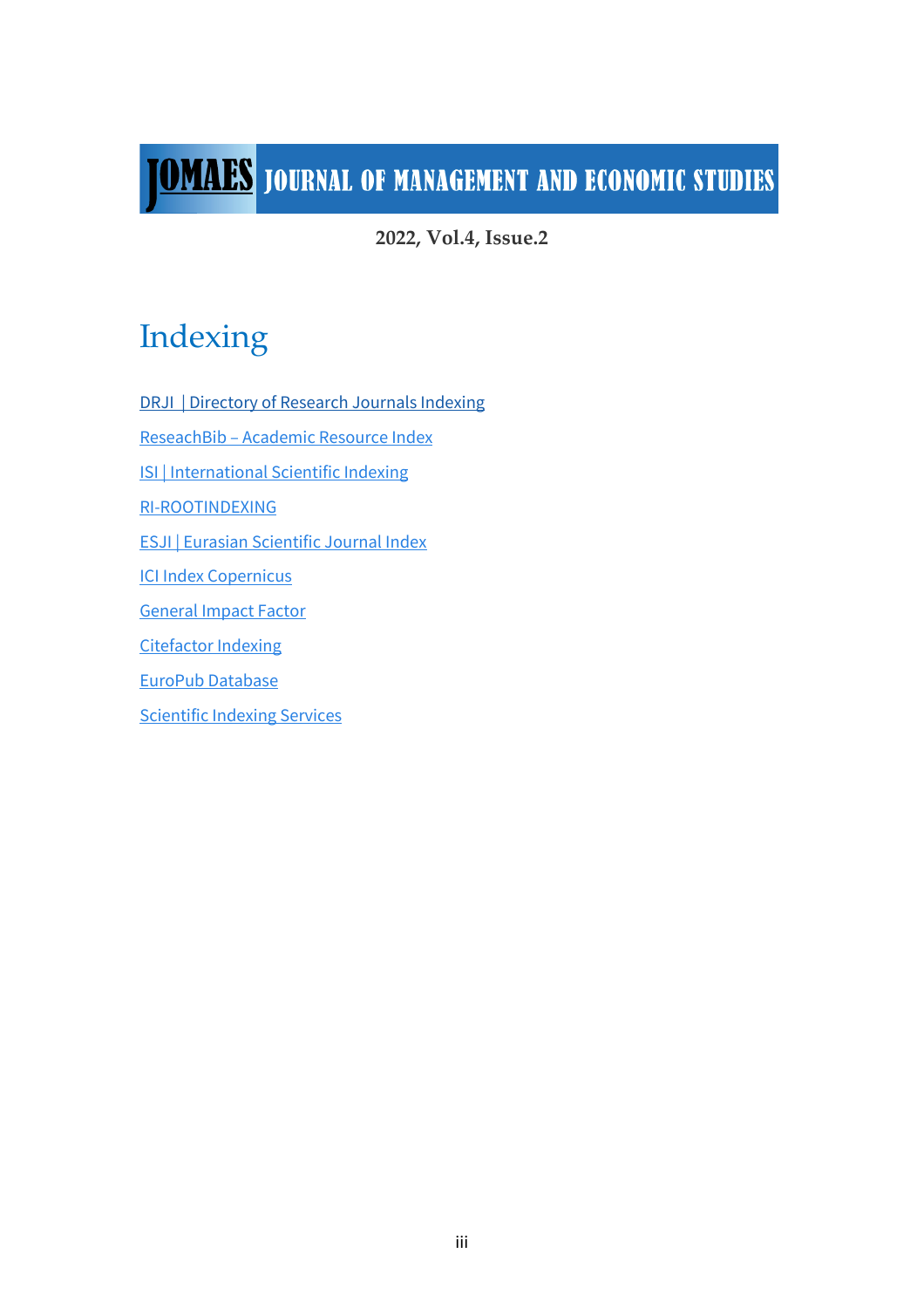# Indexing

- DRJI | Directory of Research Journals Indexing
- ReseachBib – Academic Resource Index
- ISI | International Scientific Indexing
- RI-ROOTINDEXING
- ESJI | Eurasian Scientific Journal Index
- ICI Index Copernicus
- General Impact Factor
- Citefactor Indexing
- EuroPub Database
- Scientific Indexing Services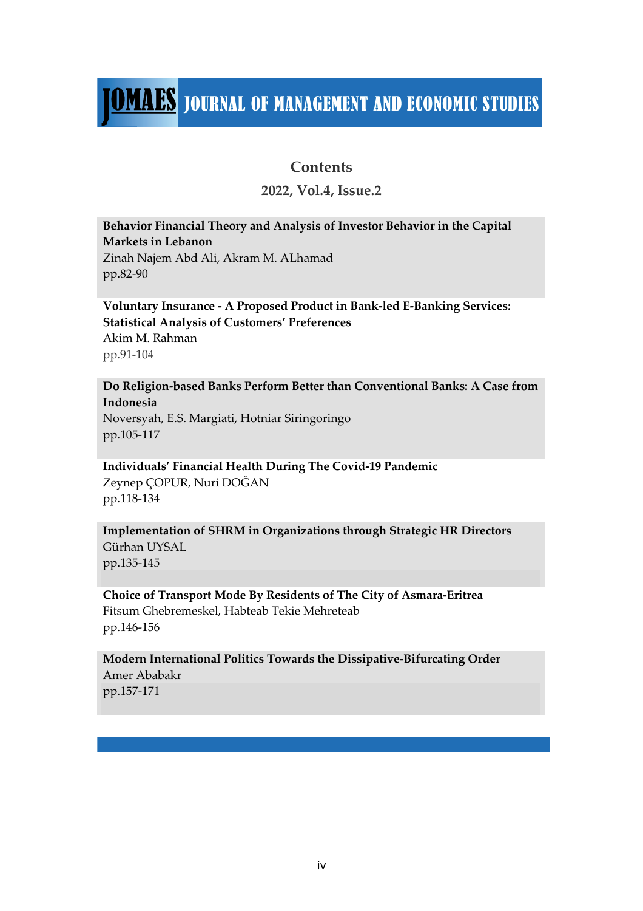# JOMAES JOURNAL OF MANAGEMENT AND ECONOMIC STUDIES

## Contents

### 2022, Vol.4, Issue.2

**Behavior Financial Theory and Analysis of Investor Behavior in the Capital Markets in Lebanon**
Zinah Najem Abd Ali, Akram M. ALhamad
pp.82-90

**Voluntary Insurance - A Proposed Product in Bank-led E-Banking Services: Statistical Analysis of Customers' Preferences**
Akim M. Rahman
pp.91-104

**Do Religion-based Banks Perform Better than Conventional Banks: A Case from Indonesia**
Noversyah, E.S. Margiati, Hotniar Siringoringo
pp.105-117

**Individuals' Financial Health During The Covid-19 Pandemic**
Zeynep ÇOPUR, Nuri DOĞAN
pp.118-134

**Implementation of SHRM in Organizations through Strategic HR Directors**
Gürhan UYSAL
pp.135-145

**Choice of Transport Mode By Residents of The City of Asmara-Eritrea**
Fitsum Ghebremeskel, Habteab Tekie Mehreteab
pp.146-156

**Modern International Politics Towards the Dissipative-Bifurcating Order**
Amer Ababakr
pp.157-171